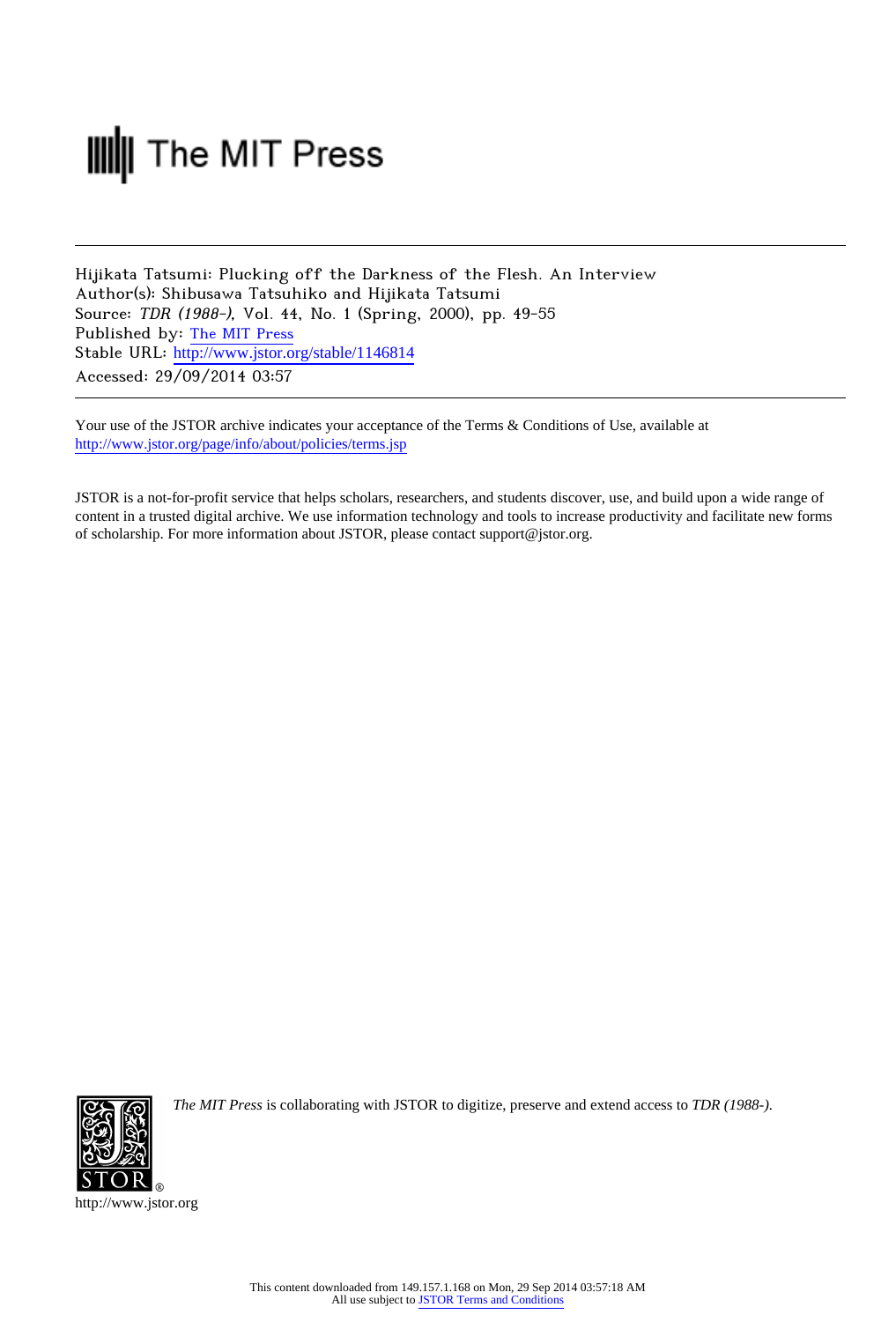The MIT Press

Hijikata Tatsumi: Plucking off the Darkness of the Flesh. An Interview
Author(s): Shibusawa Tatsuhiko and Hijikata Tatsumi
Source: *TDR (1988-)*, Vol. 44, No. 1 (Spring, 2000), pp. 49-55
Published by: The MIT Press
Stable URL: http://www.jstor.org/stable/1146814
Accessed: 29/09/2014 03:57

---

Your use of the JSTOR archive indicates your acceptance of the Terms & Conditions of Use, available at
http://www.jstor.org/page/info/about/policies/terms.jsp

JSTOR is a not-for-profit service that helps scholars, researchers, and students discover, use, and build upon a wide range of content in a trusted digital archive. We use information technology and tools to increase productivity and facilitate new forms of scholarship. For more information about JSTOR, please contact support@jstor.org.

*The MIT Press* is collaborating with JSTOR to digitize, preserve and extend access to *TDR (1988-)*.

http://www.jstor.org

This content downloaded from 149.157.1.168 on Mon, 29 Sep 2014 03:57:18 AM
All use subject to JSTOR Terms and Conditions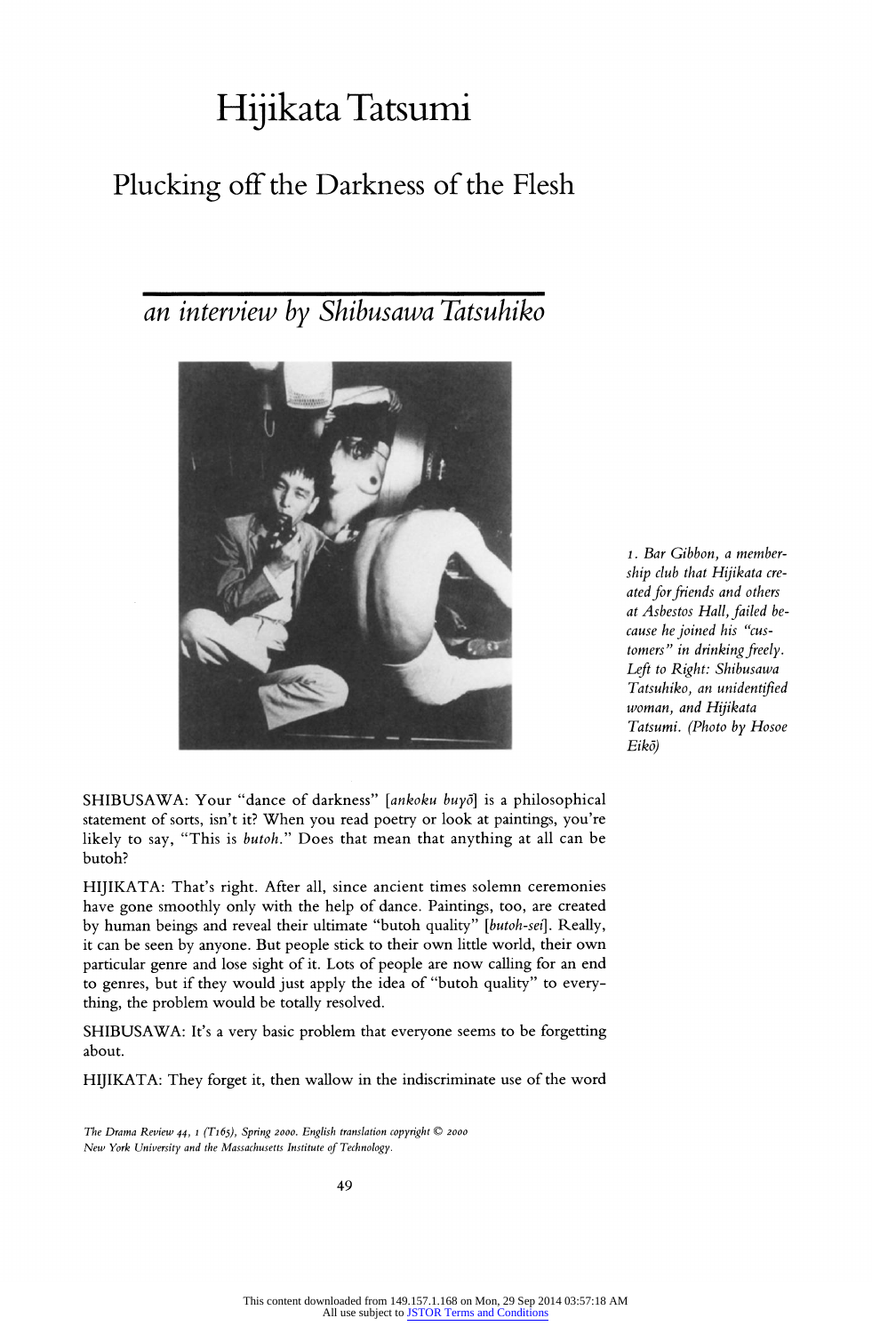# Hijikata Tatsumi

## Plucking off the Darkness of the Flesh

### *an interview by Shibusawa Tatsuhiko*

*1. Bar Gibbon, a membership club that Hijikata created for friends and others at Asbestos Hall, failed because he joined his "customers" in drinking freely. Left to Right: Shibusawa Tatsuhiko, an unidentified woman, and Hijikata Tatsumi. (Photo by Hosoe Eikō)*

SHIBUSAWA: Your "dance of darkness" [*ankoku buyō*] is a philosophical statement of sorts, isn't it? When you read poetry or look at paintings, you're likely to say, "This is *butoh*." Does that mean that anything at all can be butoh?

HIJIKATA: That's right. After all, since ancient times solemn ceremonies have gone smoothly only with the help of dance. Paintings, too, are created by human beings and reveal their ultimate "butoh quality" [*butoh-sei*]. Really, it can be seen by anyone. But people stick to their own little world, their own particular genre and lose sight of it. Lots of people are now calling for an end to genres, but if they would just apply the idea of "butoh quality" to everything, the problem would be totally resolved.

SHIBUSAWA: It's a very basic problem that everyone seems to be forgetting about.

HIJIKATA: They forget it, then wallow in the indiscriminate use of the word

*The Drama Review 44, 1 (T165), Spring 2000. English translation copyright © 2000 New York University and the Massachusetts Institute of Technology.*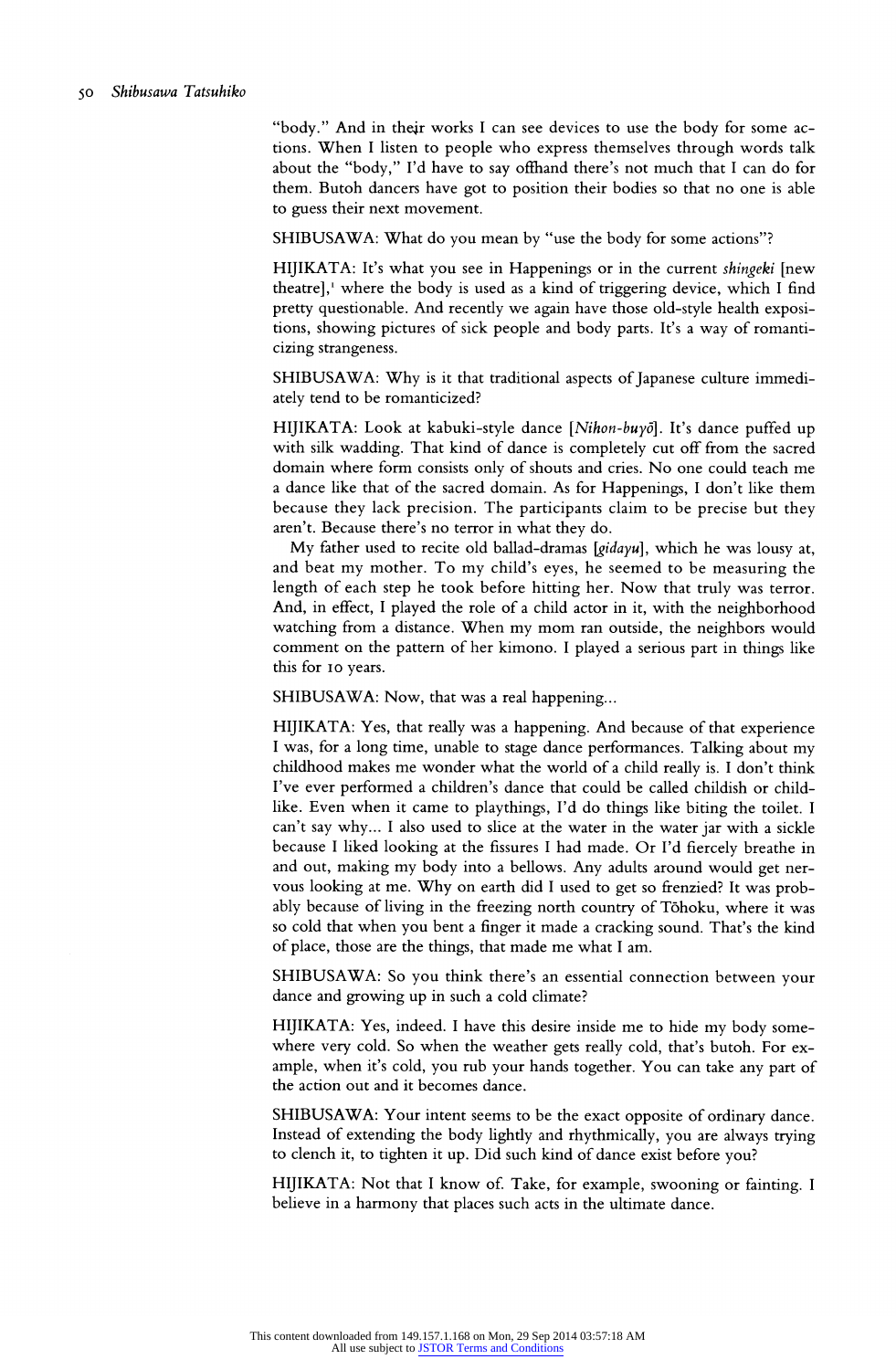"body." And in their works I can see devices to use the body for some actions. When I listen to people who express themselves through words talk about the "body," I'd have to say offhand there's not much that I can do for them. Butoh dancers have got to position their bodies so that no one is able to guess their next movement.

SHIBUSAWA: What do you mean by "use the body for some actions"?

HIJIKATA: It's what you see in Happenings or in the current *shingeki* [new theatre],[1] where the body is used as a kind of triggering device, which I find pretty questionable. And recently we again have those old-style health expositions, showing pictures of sick people and body parts. It's a way of romanticizing strangeness.

SHIBUSAWA: Why is it that traditional aspects of Japanese culture immediately tend to be romanticized?

HIJIKATA: Look at kabuki-style dance [*Nihon-buyō*]. It's dance puffed up with silk wadding. That kind of dance is completely cut off from the sacred domain where form consists only of shouts and cries. No one could teach me a dance like that of the sacred domain. As for Happenings, I don't like them because they lack precision. The participants claim to be precise but they aren't. Because there's no terror in what they do.

My father used to recite old ballad-dramas [*gidayu*], which he was lousy at, and beat my mother. To my child's eyes, he seemed to be measuring the length of each step he took before hitting her. Now that truly was terror. And, in effect, I played the role of a child actor in it, with the neighborhood watching from a distance. When my mom ran outside, the neighbors would comment on the pattern of her kimono. I played a serious part in things like this for 10 years.

SHIBUSAWA: Now, that was a real happening...

HIJIKATA: Yes, that really was a happening. And because of that experience I was, for a long time, unable to stage dance performances. Talking about my childhood makes me wonder what the world of a child really is. I don't think I've ever performed a children's dance that could be called childish or childlike. Even when it came to playthings, I'd do things like biting the toilet. I can't say why... I also used to slice at the water in the water jar with a sickle because I liked looking at the fissures I had made. Or I'd fiercely breathe in and out, making my body into a bellows. Any adults around would get nervous looking at me. Why on earth did I used to get so frenzied? It was probably because of living in the freezing north country of Tōhoku, where it was so cold that when you bent a finger it made a cracking sound. That's the kind of place, those are the things, that made me what I am.

SHIBUSAWA: So you think there's an essential connection between your dance and growing up in such a cold climate?

HIJIKATA: Yes, indeed. I have this desire inside me to hide my body somewhere very cold. So when the weather gets really cold, that's butoh. For example, when it's cold, you rub your hands together. You can take any part of the action out and it becomes dance.

SHIBUSAWA: Your intent seems to be the exact opposite of ordinary dance. Instead of extending the body lightly and rhythmically, you are always trying to clench it, to tighten it up. Did such kind of dance exist before you?

HIJIKATA: Not that I know of. Take, for example, swooning or fainting. I believe in a harmony that places such acts in the ultimate dance.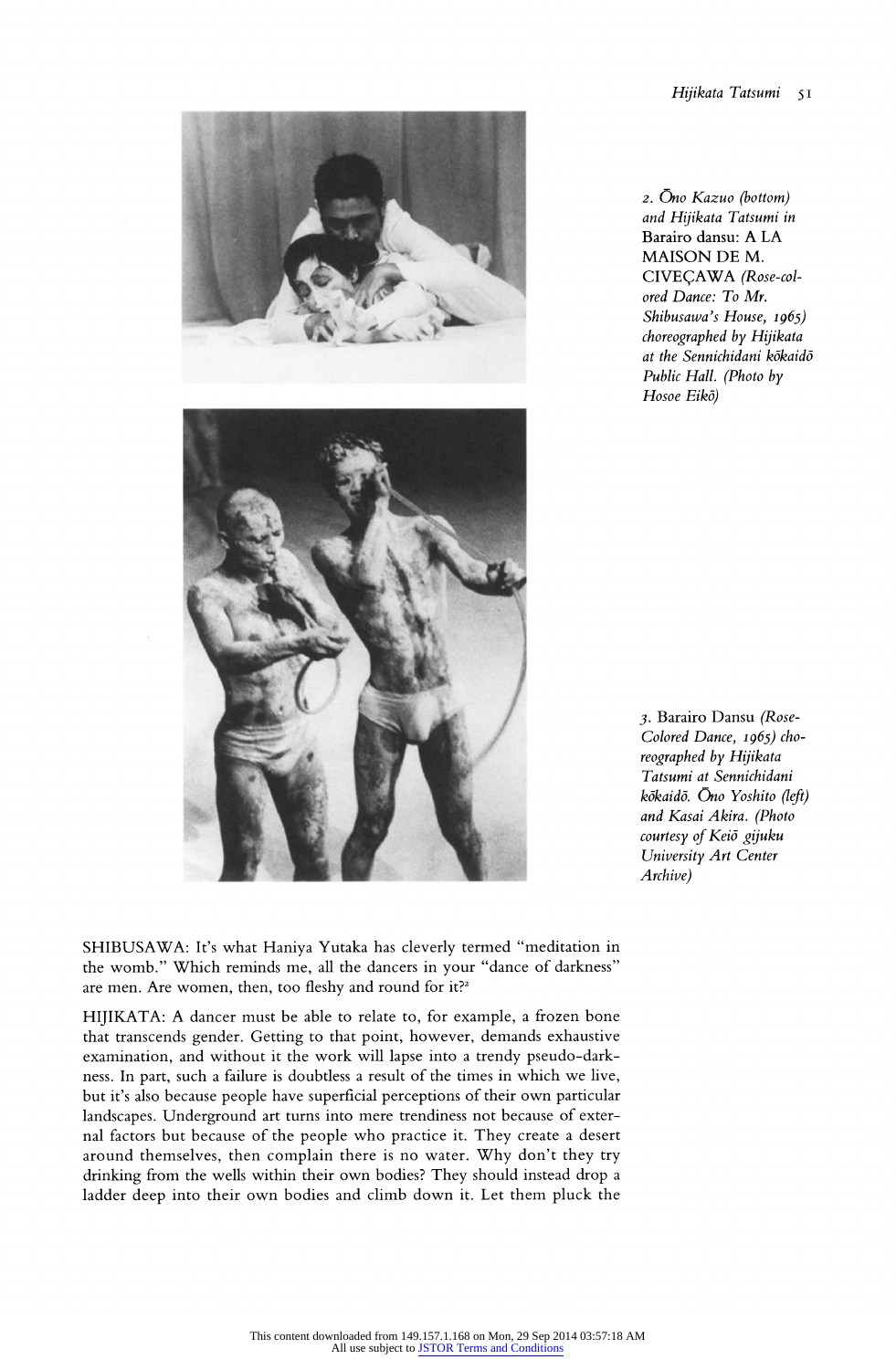*2. Ōno Kazuo (bottom) and Hijikata Tatsumi in* Barairo dansu: A LA MAISON DE M. CIVEÇAWA *(Rose-colored Dance: To Mr. Shibusawa's House, 1965) choreographed by Hijikata at the Sennichidani kōkaidō Public Hall. (Photo by Hosoe Eikō)*

*3.* Barairo Dansu *(Rose-Colored Dance, 1965) choreographed by Hijikata Tatsumi at Sennichidani kōkaidō. Ōno Yoshito (left) and Kasai Akira. (Photo courtesy of Keiō gijuku University Art Center Archive)*

SHIBUSAWA: It's what Haniya Yutaka has cleverly termed "meditation in the womb." Which reminds me, all the dancers in your "dance of darkness" are men. Are women, then, too fleshy and round for it?[2]

HIJIKATA: A dancer must be able to relate to, for example, a frozen bone that transcends gender. Getting to that point, however, demands exhaustive examination, and without it the work will lapse into a trendy pseudo-darkness. In part, such a failure is doubtless a result of the times in which we live, but it's also because people have superficial perceptions of their own particular landscapes. Underground art turns into mere trendiness not because of external factors but because of the people who practice it. They create a desert around themselves, then complain there is no water. Why don't they try drinking from the wells within their own bodies? They should instead drop a ladder deep into their own bodies and climb down it. Let them pluck the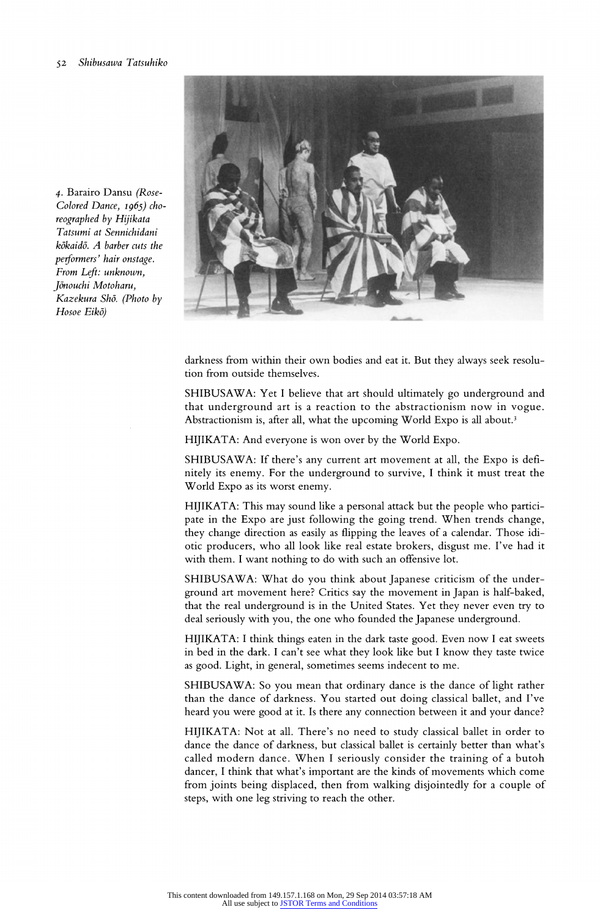4. Barairo Dansu *(Rose-Colored Dance, 1965) choreographed by Hijikata Tatsumi at Sennichidani kōkaidō. A barber cuts the performers' hair onstage. From Left: unknown, Jōnouchi Motoharu, Kazekura Shō. (Photo by Hosoe Eikō)*

darkness from within their own bodies and eat it. But they always seek resolution from outside themselves.

SHIBUSAWA: Yet I believe that art should ultimately go underground and that underground art is a reaction to the abstractionism now in vogue. Abstractionism is, after all, what the upcoming World Expo is all about.[3]

HIJIKATA: And everyone is won over by the World Expo.

SHIBUSAWA: If there's any current art movement at all, the Expo is definitely its enemy. For the underground to survive, I think it must treat the World Expo as its worst enemy.

HIJIKATA: This may sound like a personal attack but the people who participate in the Expo are just following the going trend. When trends change, they change direction as easily as flipping the leaves of a calendar. Those idiotic producers, who all look like real estate brokers, disgust me. I've had it with them. I want nothing to do with such an offensive lot.

SHIBUSAWA: What do you think about Japanese criticism of the underground art movement here? Critics say the movement in Japan is half-baked, that the real underground is in the United States. Yet they never even try to deal seriously with you, the one who founded the Japanese underground.

HIJIKATA: I think things eaten in the dark taste good. Even now I eat sweets in bed in the dark. I can't see what they look like but I know they taste twice as good. Light, in general, sometimes seems indecent to me.

SHIBUSAWA: So you mean that ordinary dance is the dance of light rather than the dance of darkness. You started out doing classical ballet, and I've heard you were good at it. Is there any connection between it and your dance?

HIJIKATA: Not at all. There's no need to study classical ballet in order to dance the dance of darkness, but classical ballet is certainly better than what's called modern dance. When I seriously consider the training of a butoh dancer, I think that what's important are the kinds of movements which come from joints being displaced, then from walking disjointedly for a couple of steps, with one leg striving to reach the other.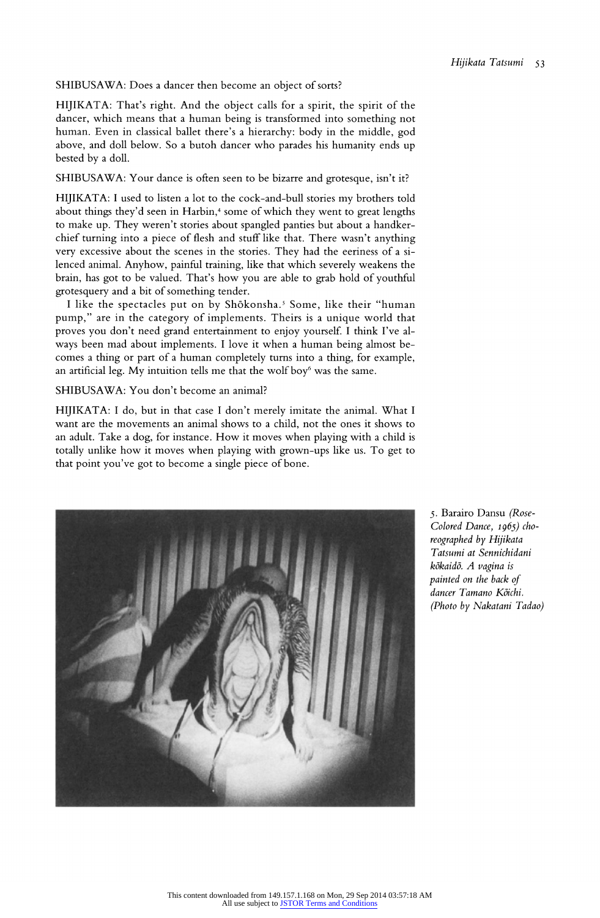SHIBUSAWA: Does a dancer then become an object of sorts?

HIJIKATA: That's right. And the object calls for a spirit, the spirit of the dancer, which means that a human being is transformed into something not human. Even in classical ballet there's a hierarchy: body in the middle, god above, and doll below. So a butoh dancer who parades his humanity ends up bested by a doll.

SHIBUSAWA: Your dance is often seen to be bizarre and grotesque, isn't it?

HIJIKATA: I used to listen a lot to the cock-and-bull stories my brothers told about things they'd seen in Harbin,[4] some of which they went to great lengths to make up. They weren't stories about spangled panties but about a handkerchief turning into a piece of flesh and stuff like that. There wasn't anything very excessive about the scenes in the stories. They had the eeriness of a silenced animal. Anyhow, painful training, like that which severely weakens the brain, has got to be valued. That's how you are able to grab hold of youthful grotesquery and a bit of something tender.

I like the spectacles put on by Shōkonsha.[5] Some, like their "human pump," are in the category of implements. Theirs is a unique world that proves you don't need grand entertainment to enjoy yourself. I think I've always been mad about implements. I love it when a human being almost becomes a thing or part of a human completely turns into a thing, for example, an artificial leg. My intuition tells me that the wolf boy[6] was the same.

SHIBUSAWA: You don't become an animal?

HIJIKATA: I do, but in that case I don't merely imitate the animal. What I want are the movements an animal shows to a child, not the ones it shows to an adult. Take a dog, for instance. How it moves when playing with a child is totally unlike how it moves when playing with grown-ups like us. To get to that point you've got to become a single piece of bone.

5. Barairo Dansu *(Rose-Colored Dance, 1965) choreographed by Hijikata Tatsumi at Sennichidani kōkaidō. A vagina is painted on the back of dancer Tamano Kōichi. (Photo by Nakatani Tadao)*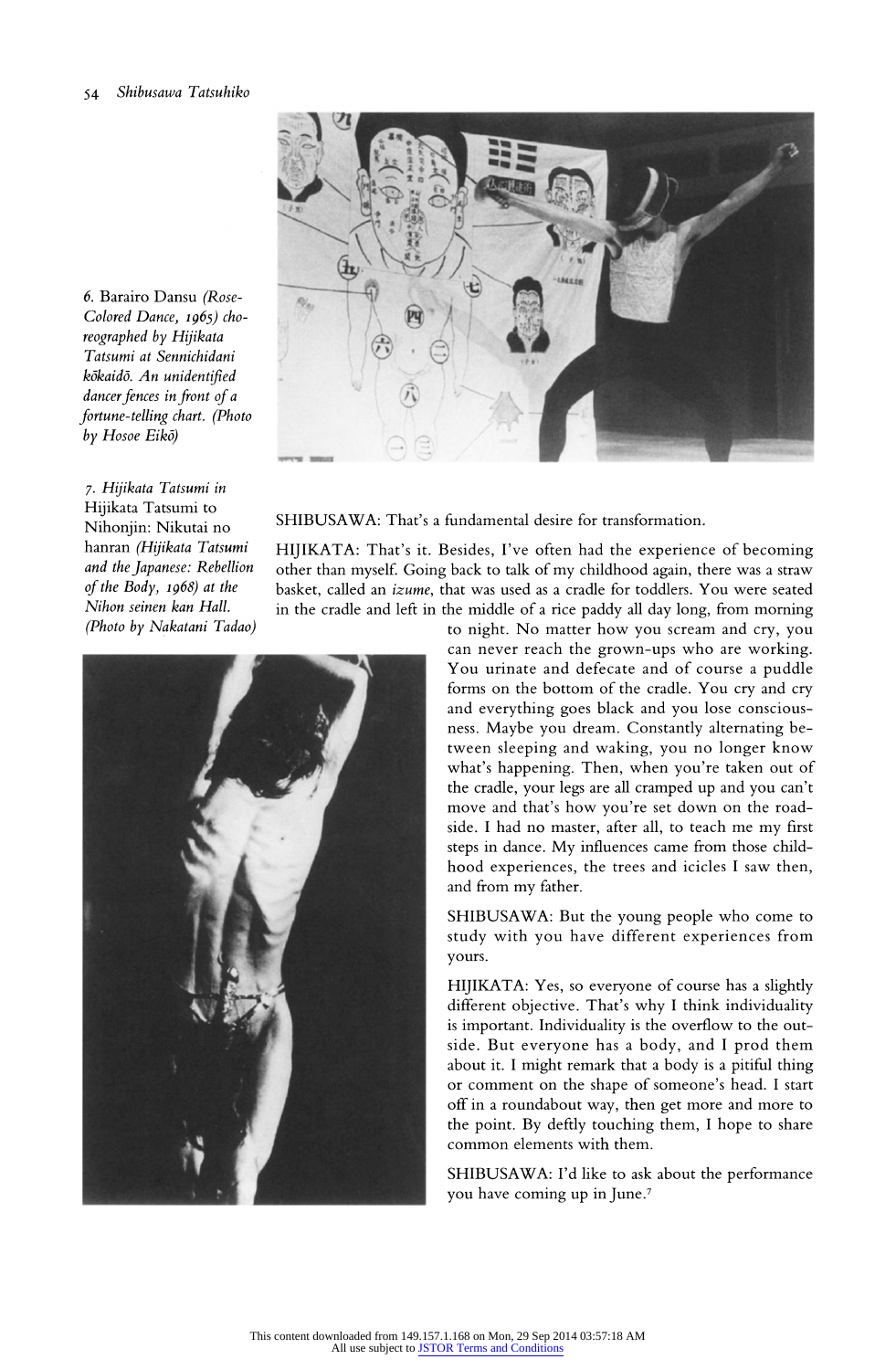6. Barairo Dansu *(Rose-Colored Dance, 1965) choreographed by Hijikata Tatsumi at Sennichidani kōkaidō. An unidentified dancer fences in front of a fortune-telling chart. (Photo by Hosoe Eikō)*

7. *Hijikata Tatsumi in* Hijikata Tatsumi to Nihonjin: Nikutai no hanran *(Hijikata Tatsumi and the Japanese: Rebellion of the Body, 1968) at the Nihon seinen kan Hall. (Photo by Nakatani Tadao)*

SHIBUSAWA: That's a fundamental desire for transformation.

HIJIKATA: That's it. Besides, I've often had the experience of becoming other than myself. Going back to talk of my childhood again, there was a straw basket, called an *izume*, that was used as a cradle for toddlers. You were seated in the cradle and left in the middle of a rice paddy all day long, from morning to night. No matter how you scream and cry, you can never reach the grown-ups who are working. You urinate and defecate and of course a puddle forms on the bottom of the cradle. You cry and cry and everything goes black and you lose consciousness. Maybe you dream. Constantly alternating between sleeping and waking, you no longer know what's happening. Then, when you're taken out of the cradle, your legs are all cramped up and you can't move and that's how you're set down on the roadside. I had no master, after all, to teach me my first steps in dance. My influences came from those childhood experiences, the trees and icicles I saw then, and from my father.

SHIBUSAWA: But the young people who come to study with you have different experiences from yours.

HIJIKATA: Yes, so everyone of course has a slightly different objective. That's why I think individuality is important. Individuality is the overflow to the outside. But everyone has a body, and I prod them about it. I might remark that a body is a pitiful thing or comment on the shape of someone's head. I start off in a roundabout way, then get more and more to the point. By deftly touching them, I hope to share common elements with them.

SHIBUSAWA: I'd like to ask about the performance you have coming up in June.[7]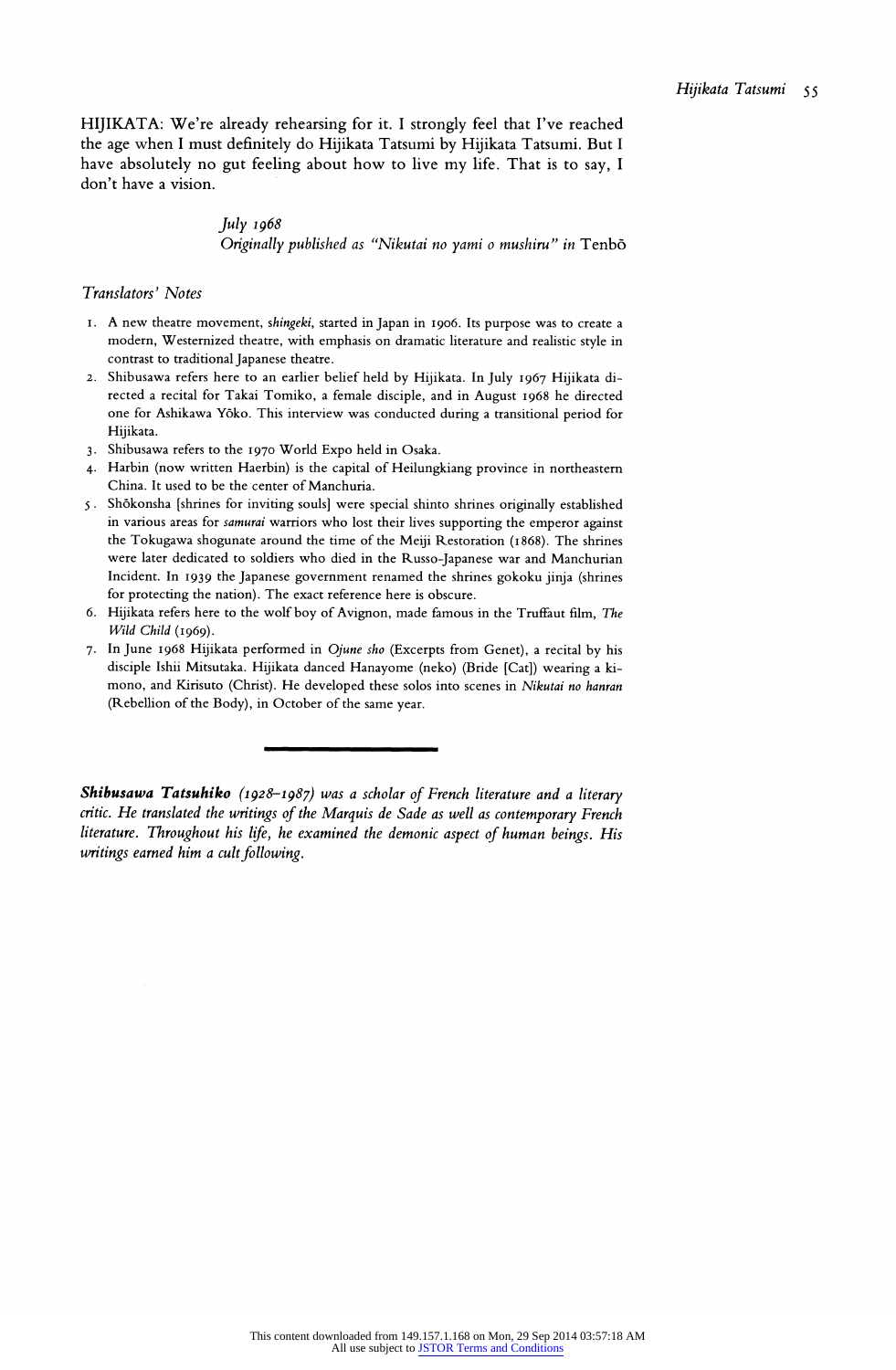HIJIKATA: We're already rehearsing for it. I strongly feel that I've reached the age when I must definitely do Hijikata Tatsumi by Hijikata Tatsumi. But I have absolutely no gut feeling about how to live my life. That is to say, I don't have a vision.

*July 1968*
*Originally published as "Nikutai no yami o mushiru" in* Tenbō

## *Translators' Notes*

1. A new theatre movement, *shingeki*, started in Japan in 1906. Its purpose was to create a modern, Westernized theatre, with emphasis on dramatic literature and realistic style in contrast to traditional Japanese theatre.
2. Shibusawa refers here to an earlier belief held by Hijikata. In July 1967 Hijikata directed a recital for Takai Tomiko, a female disciple, and in August 1968 he directed one for Ashikawa Yōko. This interview was conducted during a transitional period for Hijikata.
3. Shibusawa refers to the 1970 World Expo held in Osaka.
4. Harbin (now written Haerbin) is the capital of Heilungkiang province in northeastern China. It used to be the center of Manchuria.
5. Shōkonsha [shrines for inviting souls] were special shinto shrines originally established in various areas for *samurai* warriors who lost their lives supporting the emperor against the Tokugawa shogunate around the time of the Meiji Restoration (1868). The shrines were later dedicated to soldiers who died in the Russo-Japanese war and Manchurian Incident. In 1939 the Japanese government renamed the shrines gokoku jinja (shrines for protecting the nation). The exact reference here is obscure.
6. Hijikata refers here to the wolf boy of Avignon, made famous in the Truffaut film, *The Wild Child* (1969).
7. In June 1968 Hijikata performed in *Ojune sho* (Excerpts from Genet), a recital by his disciple Ishii Mitsutaka. Hijikata danced Hanayome (neko) (Bride [Cat]) wearing a kimono, and Kirisuto (Christ). He developed these solos into scenes in *Nikutai no hanran* (Rebellion of the Body), in October of the same year.

---

***Shibusawa Tatsuhiko*** *(1928–1987) was a scholar of French literature and a literary critic. He translated the writings of the Marquis de Sade as well as contemporary French literature. Throughout his life, he examined the demonic aspect of human beings. His writings earned him a cult following.*